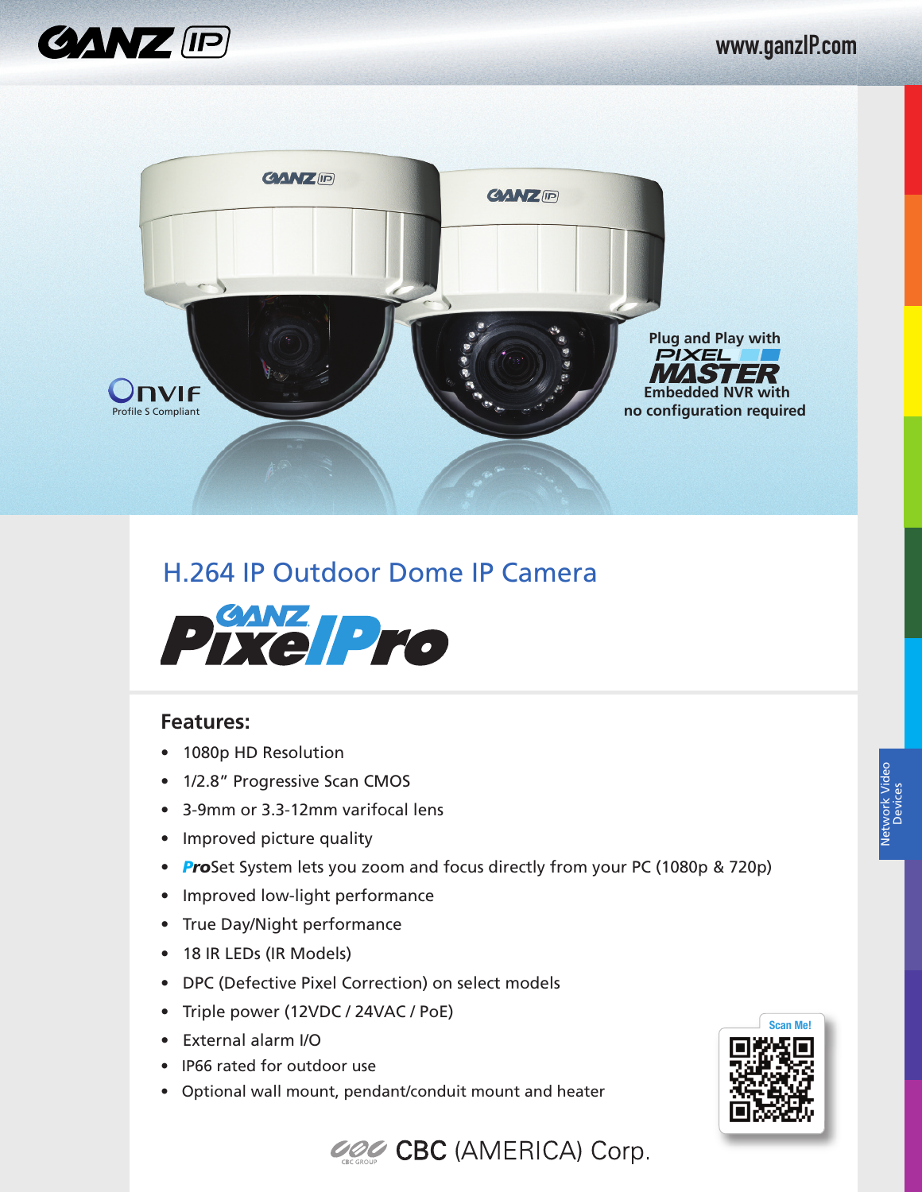GANZ IP

www.ganzIP.com

ONVIF
Profile S Compliant

Plug and Play with
PIXEL MASTER
Embedded NVR with
no configuration required

# H.264 IP Outdoor Dome IP Camera

## GANZ PixelPro

### Features:

- 1080p HD Resolution
- 1/2.8" Progressive Scan CMOS
- 3-9mm or 3.3-12mm varifocal lens
- Improved picture quality
- *Pro*Set System lets you zoom and focus directly from your PC (1080p & 720p)
- Improved low-light performance
- True Day/Night performance
- 18 IR LEDs (IR Models)
- DPC (Defective Pixel Correction) on select models
- Triple power (12VDC / 24VAC / PoE)
- External alarm I/O
- IP66 rated for outdoor use
- Optional wall mount, pendant/conduit mount and heater

Scan Me!

Network Video Devices

CBC (AMERICA) Corp.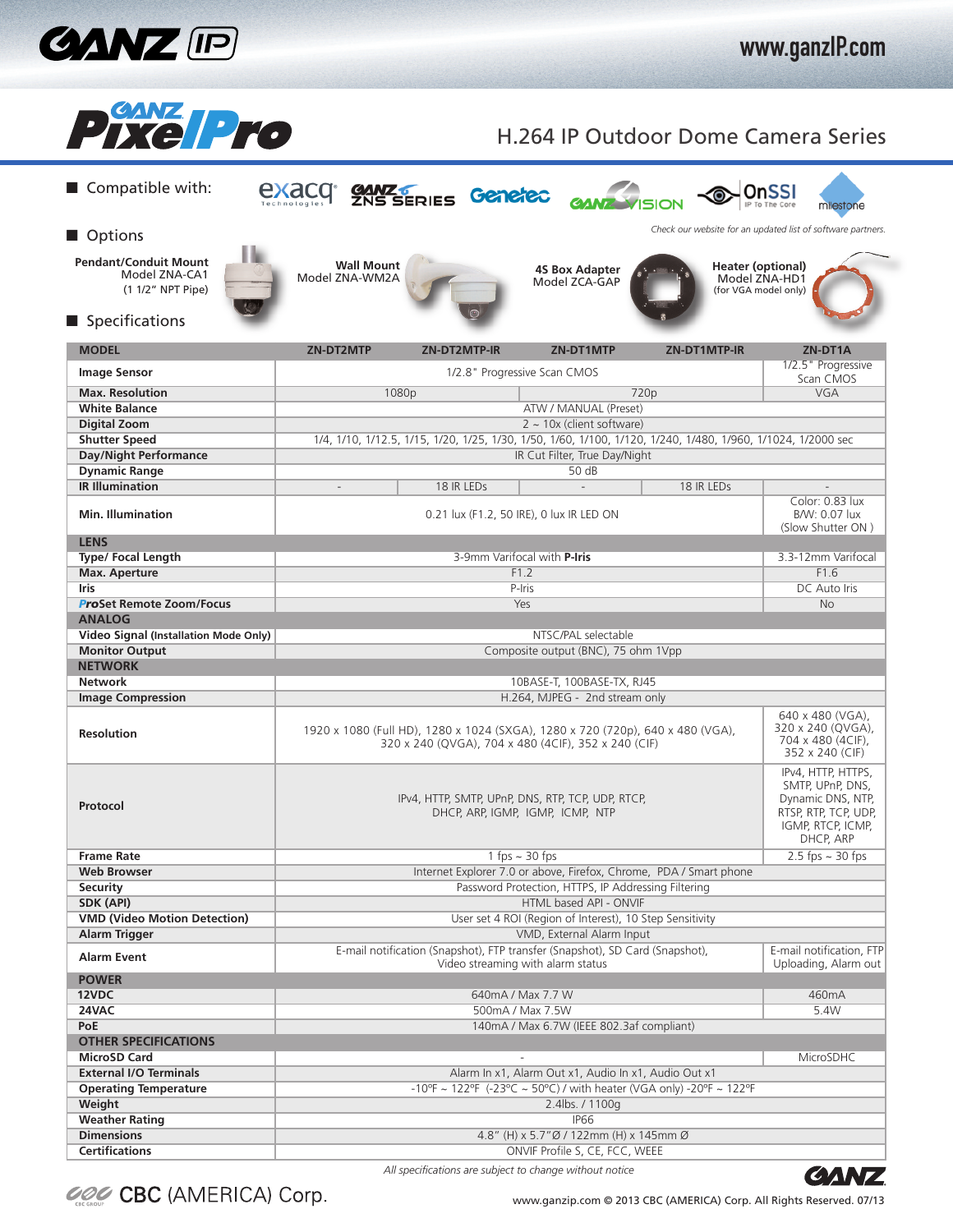# GANZ PixelPro

## H.264 IP Outdoor Dome Camera Series

■ Compatible with: exacq, GANZ ZNS SERIES, Genetec, GANZ VISION, OnSSI, milestone

*Check our website for an updated list of software partners.*

■ Options

- **Pendant/Conduit Mount** Model ZNA-CA1 (1 1/2" NPT Pipe)
- **Wall Mount** Model ZNA-WM2A
- **4S Box Adapter** Model ZCA-GAP
- **Heater (optional)** Model ZNA-HD1 (for VGA model only)

■ Specifications

| MODEL | ZN-DT2MTP | ZN-DT2MTP-IR | ZN-DT1MTP | ZN-DT1MTP-IR | ZN-DT1A |
|---|---|---|---|---|---|
| **Image Sensor** | 1/2.8" Progressive Scan CMOS | | | | 1/2.5" Progressive Scan CMOS |
| **Max. Resolution** | 1080p | | 720p | | VGA |
| **White Balance** | ATW / MANUAL (Preset) | | | | |
| **Digital Zoom** | 2 ~ 10x (client software) | | | | |
| **Shutter Speed** | 1/4, 1/10, 1/12.5, 1/15, 1/20, 1/25, 1/30, 1/50, 1/60, 1/100, 1/120, 1/240, 1/480, 1/960, 1/1024, 1/2000 sec | | | | |
| **Day/Night Performance** | IR Cut Filter, True Day/Night | | | | |
| **Dynamic Range** | 50 dB | | | | |
| **IR Illumination** | - | 18 IR LEDs | - | 18 IR LEDs | - |
| **Min. Illumination** | 0.21 lux (F1.2, 50 IRE), 0 lux IR LED ON | | | | Color: 0.83 lux B/W: 0.07 lux (Slow Shutter ON ) |
| **LENS** | | | | | |
| **Type/ Focal Length** | 3-9mm Varifocal with **P-Iris** | | | | 3.3-12mm Varifocal |
| **Max. Aperture** | F1.2 | | | | F1.6 |
| **Iris** | P-Iris | | | | DC Auto Iris |
| ***Pro*Set Remote Zoom/Focus** | Yes | | | | No |
| **ANALOG** | | | | | |
| **Video Signal (Installation Mode Only)** | NTSC/PAL selectable | | | | |
| **Monitor Output** | Composite output (BNC), 75 ohm 1Vpp | | | | |
| **NETWORK** | | | | | |
| **Network** | 10BASE-T, 100BASE-TX, RJ45 | | | | |
| **Image Compression** | H.264, MJPEG - 2nd stream only | | | | |
| **Resolution** | 1920 x 1080 (Full HD), 1280 x 1024 (SXGA), 1280 x 720 (720p), 640 x 480 (VGA), 320 x 240 (QVGA), 704 x 480 (4CIF), 352 x 240 (CIF) | | | | 640 x 480 (VGA), 320 x 240 (QVGA), 704 x 480 (4CIF), 352 x 240 (CIF) |
| **Protocol** | IPv4, HTTP, SMTP, UPnP, DNS, RTP, TCP, UDP, RTCP, DHCP, ARP, IGMP, IGMP, ICMP, NTP | | | | IPv4, HTTP, HTTPS, SMTP, UPnP, DNS, Dynamic DNS, NTP, RTSP, RTP, TCP, UDP, IGMP, RTCP, ICMP, DHCP, ARP |
| **Frame Rate** | 1 fps ~ 30 fps | | | | 2.5 fps ~ 30 fps |
| **Web Browser** | Internet Explorer 7.0 or above, Firefox, Chrome, PDA / Smart phone | | | | |
| **Security** | Password Protection, HTTPS, IP Addressing Filtering | | | | |
| **SDK (API)** | HTML based API - ONVIF | | | | |
| **VMD (Video Motion Detection)** | User set 4 ROI (Region of Interest), 10 Step Sensitivity | | | | |
| **Alarm Trigger** | VMD, External Alarm Input | | | | |
| **Alarm Event** | E-mail notification (Snapshot), FTP transfer (Snapshot), SD Card (Snapshot), Video streaming with alarm status | | | | E-mail notification, FTP Uploading, Alarm out |
| **POWER** | | | | | |
| **12VDC** | 640mA / Max 7.7 W | | | | 460mA |
| **24VAC** | 500mA / Max 7.5W | | | | 5.4W |
| **PoE** | 140mA / Max 6.7W (IEEE 802.3af compliant) | | | | |
| **OTHER SPECIFICATIONS** | | | | | |
| **MicroSD Card** | - | | | | MicroSDHC |
| **External I/O Terminals** | Alarm In x1, Alarm Out x1, Audio In x1, Audio Out x1 | | | | |
| **Operating Temperature** | -10°F ~ 122°F (-23°C ~ 50°C) / with heater (VGA only) -20°F ~ 122°F | | | | |
| **Weight** | 2.4lbs. / 1100g | | | | |
| **Weather Rating** | IP66 | | | | |
| **Dimensions** | 4.8" (H) x 5.7"Ø / 122mm (H) x 145mm Ø | | | | |
| **Certifications** | ONVIF Profile S, CE, FCC, WEEE | | | | |

*All specifications are subject to change without notice*

CBC (AMERICA) Corp.

www.ganzip.com © 2013 CBC (AMERICA) Corp. All Rights Reserved. 07/13